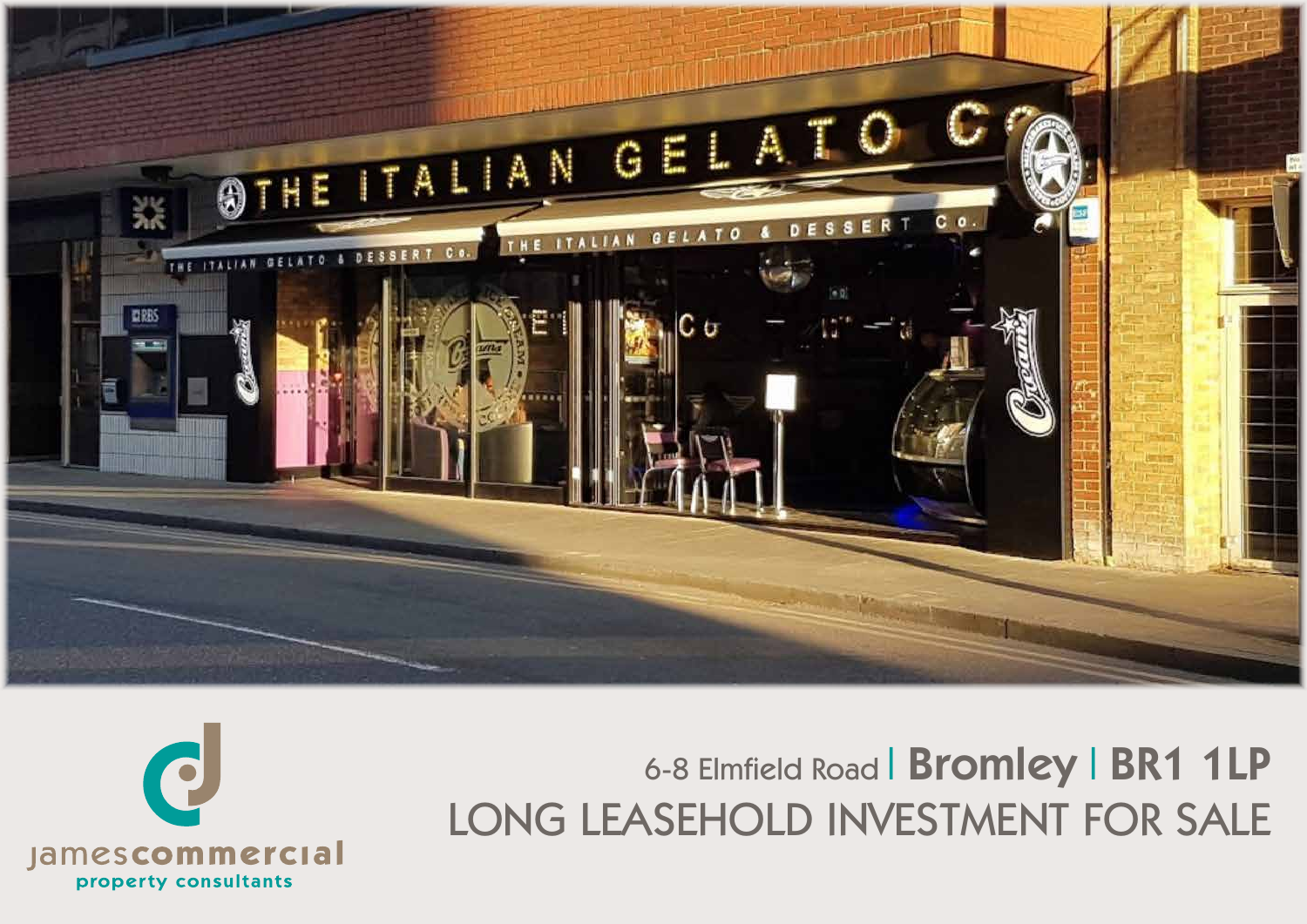jamescommercial
property consultants

6-8 Elmfield Road | **Bromley** | **BR1 1LP**

# LONG LEASEHOLD INVESTMENT FOR SALE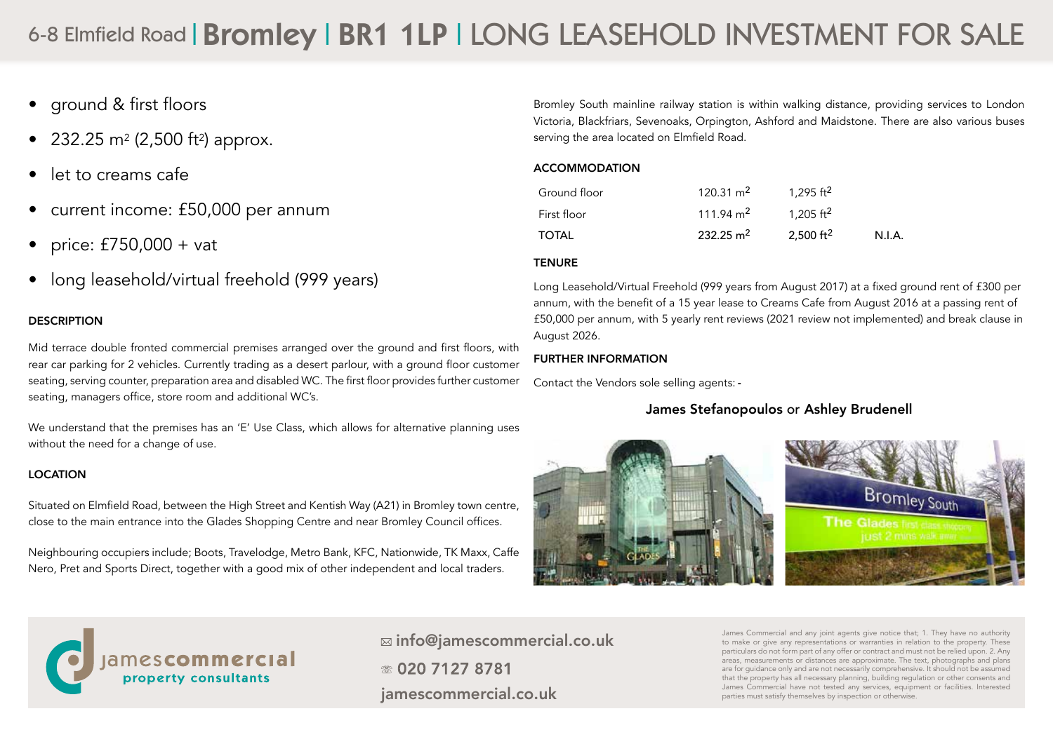# 6-8 Elmfield Road | Bromley | BR1 1LP | LONG LEASEHOLD INVESTMENT FOR SALE

- ground & first floors
- 232.25 m² (2,500 ft²) approx.
- let to creams cafe
- current income: £50,000 per annum
- price: £750,000 + vat
- long leasehold/virtual freehold (999 years)

**DESCRIPTION**

Mid terrace double fronted commercial premises arranged over the ground and first floors, with rear car parking for 2 vehicles. Currently trading as a desert parlour, with a ground floor customer seating, serving counter, preparation area and disabled WC. The first floor provides further customer seating, managers office, store room and additional WC's.

We understand that the premises has an 'E' Use Class, which allows for alternative planning uses without the need for a change of use.

**LOCATION**

Situated on Elmfield Road, between the High Street and Kentish Way (A21) in Bromley town centre, close to the main entrance into the Glades Shopping Centre and near Bromley Council offices.

Neighbouring occupiers include; Boots, Travelodge, Metro Bank, KFC, Nationwide, TK Maxx, Caffe Nero, Pret and Sports Direct, together with a good mix of other independent and local traders.

Bromley South mainline railway station is within walking distance, providing services to London Victoria, Blackfriars, Sevenoaks, Orpington, Ashford and Maidstone. There are also various buses serving the area located on Elmfield Road.

**ACCOMMODATION**

| | | | |
|---|---|---|---|
| Ground floor | 120.31 m² | 1,295 ft² | |
| First floor | 111.94 m² | 1,205 ft² | |
| TOTAL | 232.25 m² | 2,500 ft² | N.I.A. |

**TENURE**

Long Leasehold/Virtual Freehold (999 years from August 2017) at a fixed ground rent of £300 per annum, with the benefit of a 15 year lease to Creams Cafe from August 2016 at a passing rent of £50,000 per annum, with 5 yearly rent reviews (2021 review not implemented) and break clause in August 2026.

**FURTHER INFORMATION**

Contact the Vendors sole selling agents: -

**James Stefanopoulos** or **Ashley Brudenell**

jamescommercial property consultants

info@jamescommercial.co.uk

020 7127 8781

jamescommercial.co.uk

James Commercial and any joint agents give notice that; 1. They have no authority to make or give any representations or warranties in relation to the property. These particulars do not form part of any offer or contract and must not be relied upon. 2. Any areas, measurements or distances are approximate. The text, photographs and plans are for guidance only and are not necessarily comprehensive. It should not be assumed that the property has all necessary planning, building regulation or other consents and James Commercial have not tested any services, equipment or facilities. Interested parties must satisfy themselves by inspection or otherwise.